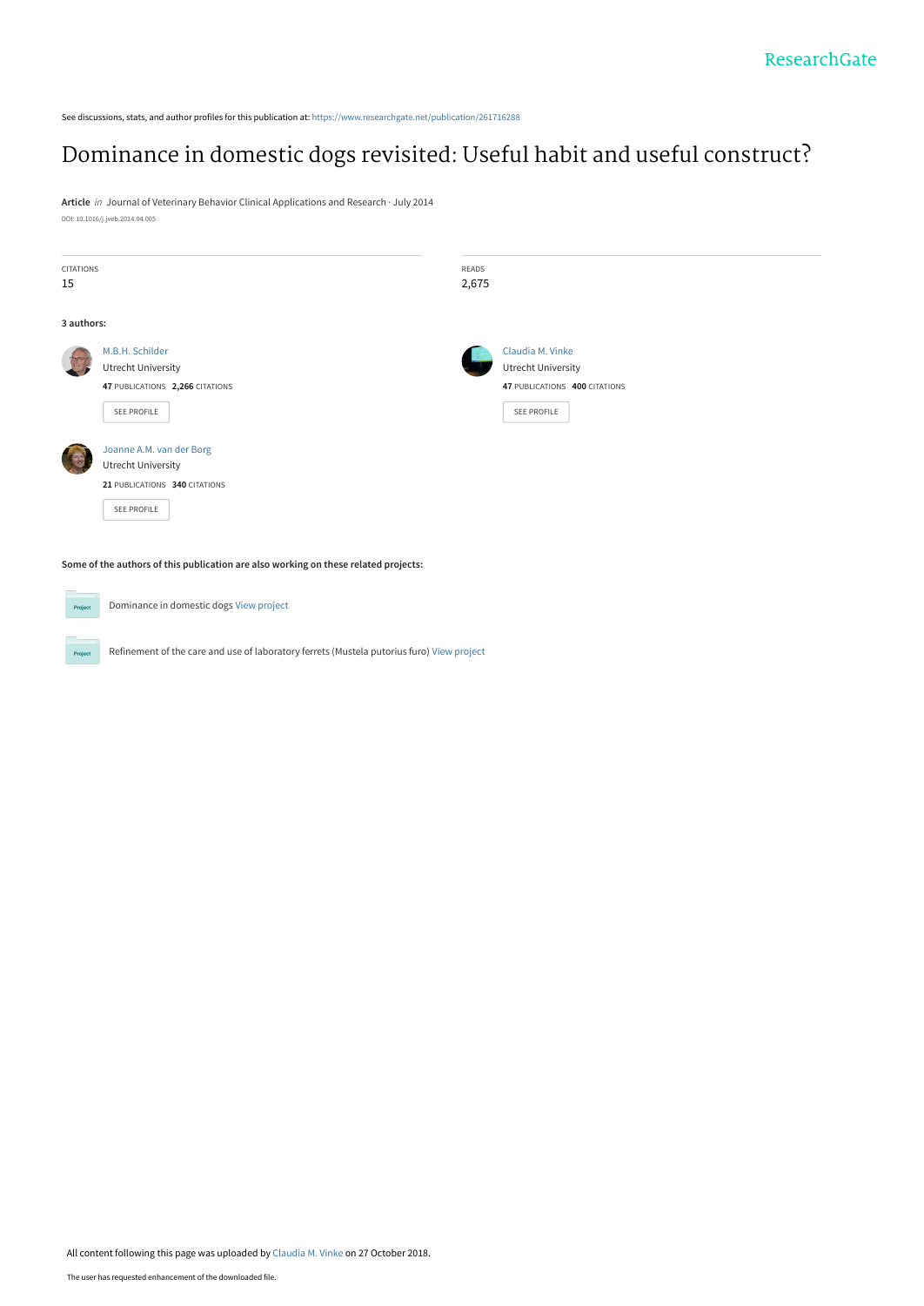See discussions, stats, and author profiles for this publication at: https://www.researchgate.net/publication/261716288

# Dominance in domestic dogs revisited: Useful habit and useful construct?

**Article** *in* Journal of Veterinary Behavior Clinical Applications and Research · July 2014

DOI: 10.1016/j.jveb.2014.04.005

CITATIONS
15

READS
2,675

**3 authors:**

M.B.H. Schilder
Utrecht University
**47** PUBLICATIONS **2,266** CITATIONS
SEE PROFILE

Claudia M. Vinke
Utrecht University
**47** PUBLICATIONS **400** CITATIONS
SEE PROFILE

Joanne A.M. van der Borg
Utrecht University
**21** PUBLICATIONS **340** CITATIONS
SEE PROFILE

**Some of the authors of this publication are also working on these related projects:**

Dominance in domestic dogs View project

Refinement of the care and use of laboratory ferrets (Mustela putorius furo) View project

All content following this page was uploaded by Claudia M. Vinke on 27 October 2018.

The user has requested enhancement of the downloaded file.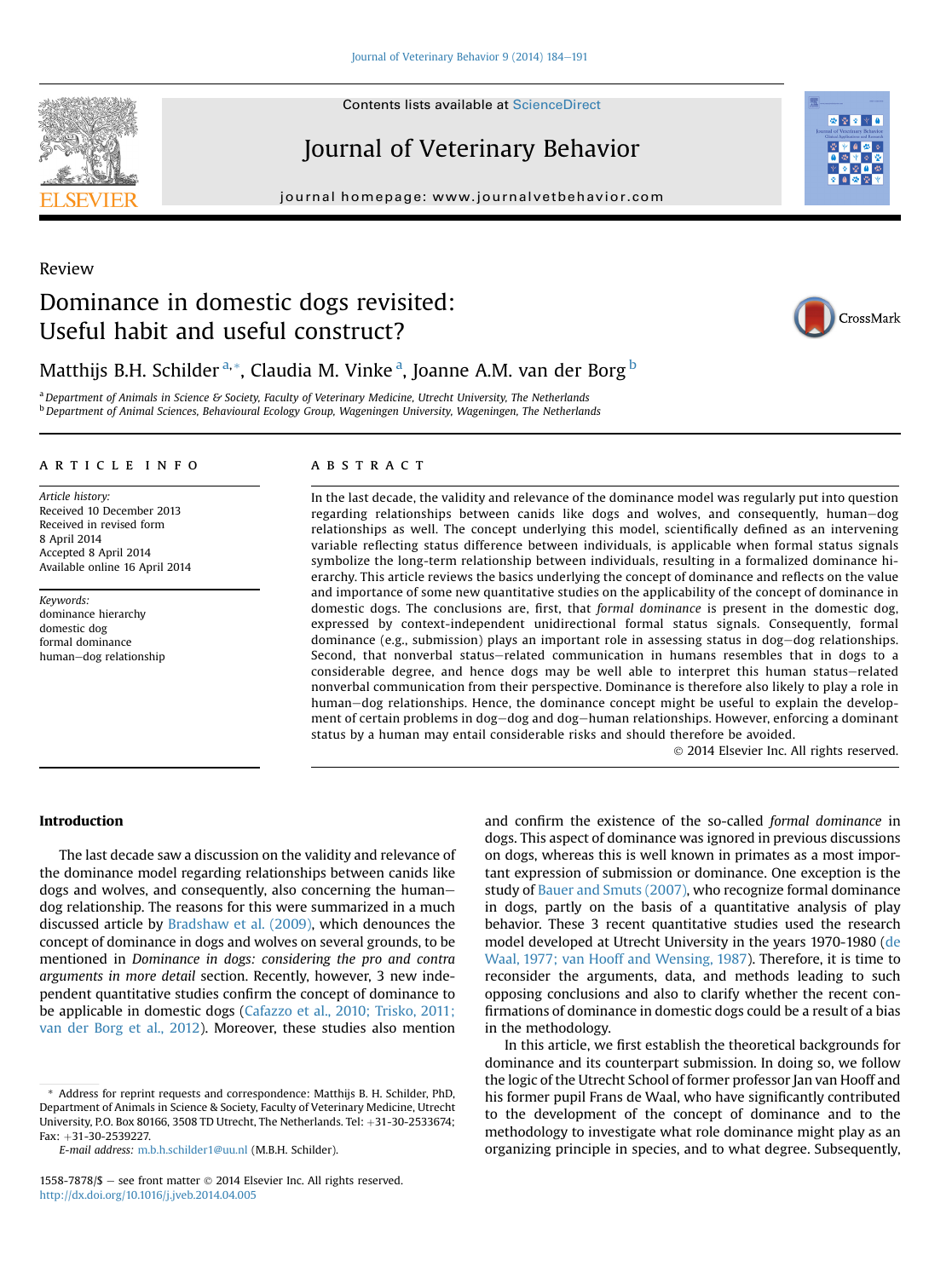Review

# Dominance in domestic dogs revisited: Useful habit and useful construct?

Matthijs B.H. Schilder [a,*], Claudia M. Vinke [a], Joanne A.M. van der Borg [b]

[a] Department of Animals in Science & Society, Faculty of Veterinary Medicine, Utrecht University, The Netherlands
[b] Department of Animal Sciences, Behavioural Ecology Group, Wageningen University, Wageningen, The Netherlands

**ARTICLE INFO**

*Article history:*
Received 10 December 2013
Received in revised form
8 April 2014
Accepted 8 April 2014
Available online 16 April 2014

*Keywords:*
dominance hierarchy
domestic dog
formal dominance
human–dog relationship

**ABSTRACT**

In the last decade, the validity and relevance of the dominance model was regularly put into question regarding relationships between canids like dogs and wolves, and consequently, human–dog relationships as well. The concept underlying this model, scientifically defined as an intervening variable reflecting status difference between individuals, is applicable when formal status signals symbolize the long-term relationship between individuals, resulting in a formalized dominance hierarchy. This article reviews the basics underlying the concept of dominance and reflects on the value and importance of some new quantitative studies on the applicability of the concept of dominance in domestic dogs. The conclusions are, first, that *formal dominance* is present in the domestic dog, expressed by context-independent unidirectional formal status signals. Consequently, formal dominance (e.g., submission) plays an important role in assessing status in dog–dog relationships. Second, that nonverbal status–related communication in humans resembles that in dogs to a considerable degree, and hence dogs may be well able to interpret this human status–related nonverbal communication from their perspective. Dominance is therefore also likely to play a role in human–dog relationships. Hence, the dominance concept might be useful to explain the development of certain problems in dog–dog and dog–human relationships. However, enforcing a dominant status by a human may entail considerable risks and should therefore be avoided.

© 2014 Elsevier Inc. All rights reserved.

## Introduction

The last decade saw a discussion on the validity and relevance of the dominance model regarding relationships between canids like dogs and wolves, and consequently, also concerning the human–dog relationship. The reasons for this were summarized in a much discussed article by Bradshaw et al. (2009), which denounces the concept of dominance in dogs and wolves on several grounds, to be mentioned in *Dominance in dogs: considering the pro and contra arguments in more detail* section. Recently, however, 3 new independent quantitative studies confirm the concept of dominance to be applicable in domestic dogs (Cafazzo et al., 2010; Trisko, 2011; van der Borg et al., 2012). Moreover, these studies also mention and confirm the existence of the so-called *formal dominance* in dogs. This aspect of dominance was ignored in previous discussions on dogs, whereas this is well known in primates as a most important expression of submission or dominance. One exception is the study of Bauer and Smuts (2007), who recognize formal dominance in dogs, partly on the basis of a quantitative analysis of play behavior. These 3 recent quantitative studies used the research model developed at Utrecht University in the years 1970-1980 (de Waal, 1977; van Hooff and Wensing, 1987). Therefore, it is time to reconsider the arguments, data, and methods leading to such opposing conclusions and also to clarify whether the recent confirmations of dominance in domestic dogs could be a result of a bias in the methodology.

In this article, we first establish the theoretical backgrounds for dominance and its counterpart submission. In doing so, we follow the logic of the Utrecht School of former professor Jan van Hooff and his former pupil Frans de Waal, who have significantly contributed to the development of the concept of dominance and to the methodology to investigate what role dominance might play as an organizing principle in species, and to what degree. Subsequently,

* Address for reprint requests and correspondence: Matthijs B. H. Schilder, PhD, Department of Animals in Science & Society, Faculty of Veterinary Medicine, Utrecht University, P.O. Box 80166, 3508 TD Utrecht, The Netherlands. Tel: +31-30-2533674; Fax: +31-30-2539227.

*E-mail address:* m.b.h.schilder1@uu.nl (M.B.H. Schilder).

1558-7878/$ – see front matter © 2014 Elsevier Inc. All rights reserved.
http://dx.doi.org/10.1016/j.jveb.2014.04.005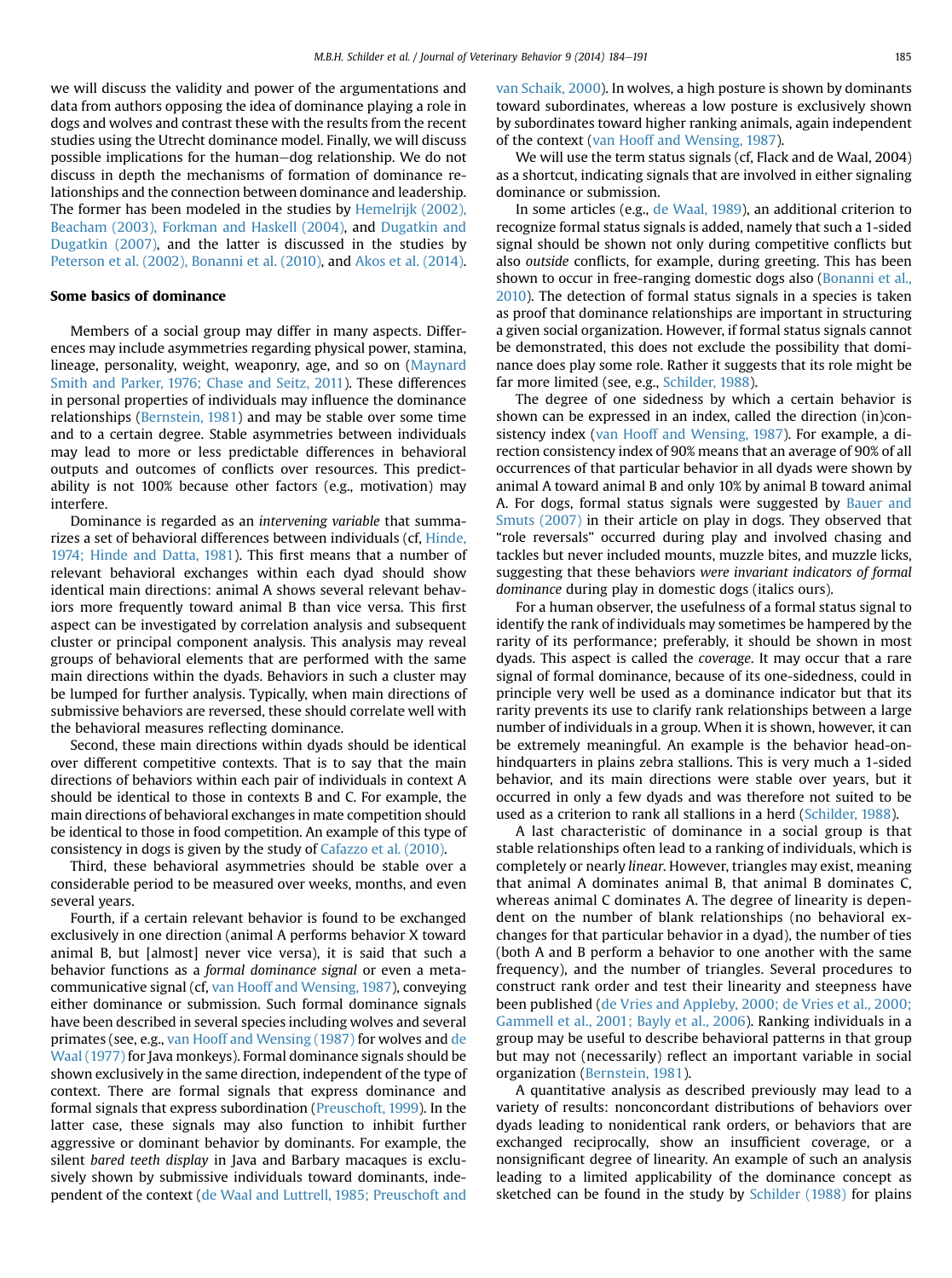we will discuss the validity and power of the argumentations and data from authors opposing the idea of dominance playing a role in dogs and wolves and contrast these with the results from the recent studies using the Utrecht dominance model. Finally, we will discuss possible implications for the human–dog relationship. We do not discuss in depth the mechanisms of formation of dominance relationships and the connection between dominance and leadership. The former has been modeled in the studies by Hemelrijk (2002), Beacham (2003), Forkman and Haskell (2004), and Dugatkin and Dugatkin (2007), and the latter is discussed in the studies by Peterson et al. (2002), Bonanni et al. (2010), and Akos et al. (2014).

## Some basics of dominance

Members of a social group may differ in many aspects. Differences may include asymmetries regarding physical power, stamina, lineage, personality, weight, weaponry, age, and so on (Maynard Smith and Parker, 1976; Chase and Seitz, 2011). These differences in personal properties of individuals may influence the dominance relationships (Bernstein, 1981) and may be stable over some time and to a certain degree. Stable asymmetries between individuals may lead to more or less predictable differences in behavioral outputs and outcomes of conflicts over resources. This predictability is not 100% because other factors (e.g., motivation) may interfere.

Dominance is regarded as an *intervening variable* that summarizes a set of behavioral differences between individuals (cf, Hinde, 1974; Hinde and Datta, 1981). This first means that a number of relevant behavioral exchanges within each dyad should show identical main directions: animal A shows several relevant behaviors more frequently toward animal B than vice versa. This first aspect can be investigated by correlation analysis and subsequent cluster or principal component analysis. This analysis may reveal groups of behavioral elements that are performed with the same main directions within the dyads. Behaviors in such a cluster may be lumped for further analysis. Typically, when main directions of submissive behaviors are reversed, these should correlate well with the behavioral measures reflecting dominance.

Second, these main directions within dyads should be identical over different competitive contexts. That is to say that the main directions of behaviors within each pair of individuals in context A should be identical to those in contexts B and C. For example, the main directions of behavioral exchanges in mate competition should be identical to those in food competition. An example of this type of consistency in dogs is given by the study of Cafazzo et al. (2010).

Third, these behavioral asymmetries should be stable over a considerable period to be measured over weeks, months, and even several years.

Fourth, if a certain relevant behavior is found to be exchanged exclusively in one direction (animal A performs behavior X toward animal B, but [almost] never vice versa), it is said that such a behavior functions as a *formal dominance signal* or even a metacommunicative signal (cf, van Hooff and Wensing, 1987), conveying either dominance or submission. Such formal dominance signals have been described in several species including wolves and several primates (see, e.g., van Hooff and Wensing (1987) for wolves and de Waal (1977) for Java monkeys). Formal dominance signals should be shown exclusively in the same direction, independent of the type of context. There are formal signals that express dominance and formal signals that express subordination (Preuschoft, 1999). In the latter case, these signals may also function to inhibit further aggressive or dominant behavior by dominants. For example, the silent *bared teeth display* in Java and Barbary macaques is exclusively shown by submissive individuals toward dominants, independent of the context (de Waal and Luttrell, 1985; Preuschoft and van Schaik, 2000). In wolves, a high posture is shown by dominants toward subordinates, whereas a low posture is exclusively shown by subordinates toward higher ranking animals, again independent of the context (van Hooff and Wensing, 1987).

We will use the term status signals (cf, Flack and de Waal, 2004) as a shortcut, indicating signals that are involved in either signaling dominance or submission.

In some articles (e.g., de Waal, 1989), an additional criterion to recognize formal status signals is added, namely that such a 1-sided signal should be shown not only during competitive conflicts but also *outside* conflicts, for example, during greeting. This has been shown to occur in free-ranging domestic dogs also (Bonanni et al., 2010). The detection of formal status signals in a species is taken as proof that dominance relationships are important in structuring a given social organization. However, if formal status signals cannot be demonstrated, this does not exclude the possibility that dominance does play some role. Rather it suggests that its role might be far more limited (see, e.g., Schilder, 1988).

The degree of one sidedness by which a certain behavior is shown can be expressed in an index, called the direction (in)consistency index (van Hooff and Wensing, 1987). For example, a direction consistency index of 90% means that an average of 90% of all occurrences of that particular behavior in all dyads were shown by animal A toward animal B and only 10% by animal B toward animal A. For dogs, formal status signals were suggested by Bauer and Smuts (2007) in their article on play in dogs. They observed that "role reversals" occurred during play and involved chasing and tackles but never included mounts, muzzle bites, and muzzle licks, suggesting that these behaviors *were invariant indicators of formal dominance* during play in domestic dogs (italics ours).

For a human observer, the usefulness of a formal status signal to identify the rank of individuals may sometimes be hampered by the rarity of its performance; preferably, it should be shown in most dyads. This aspect is called the *coverage*. It may occur that a rare signal of formal dominance, because of its one-sidedness, could in principle very well be used as a dominance indicator but that its rarity prevents its use to clarify rank relationships between a large number of individuals in a group. When it is shown, however, it can be extremely meaningful. An example is the behavior head-on-hindquarters in plains zebra stallions. This is very much a 1-sided behavior, and its main directions were stable over years, but it occurred in only a few dyads and was therefore not suited to be used as a criterion to rank all stallions in a herd (Schilder, 1988).

A last characteristic of dominance in a social group is that stable relationships often lead to a ranking of individuals, which is completely or nearly *linear*. However, triangles may exist, meaning that animal A dominates animal B, that animal B dominates C, whereas animal C dominates A. The degree of linearity is dependent on the number of blank relationships (no behavioral exchanges for that particular behavior in a dyad), the number of ties (both A and B perform a behavior to one another with the same frequency), and the number of triangles. Several procedures to construct rank order and test their linearity and steepness have been published (de Vries and Appleby, 2000; de Vries et al., 2000; Gammell et al., 2001; Bayly et al., 2006). Ranking individuals in a group may be useful to describe behavioral patterns in that group but may not (necessarily) reflect an important variable in social organization (Bernstein, 1981).

A quantitative analysis as described previously may lead to a variety of results: nonconcordant distributions of behaviors over dyads leading to nonidentical rank orders, or behaviors that are exchanged reciprocally, show an insufficient coverage, or a nonsignificant degree of linearity. An example of such an analysis leading to a limited applicability of the dominance concept as sketched can be found in the study by Schilder (1988) for plains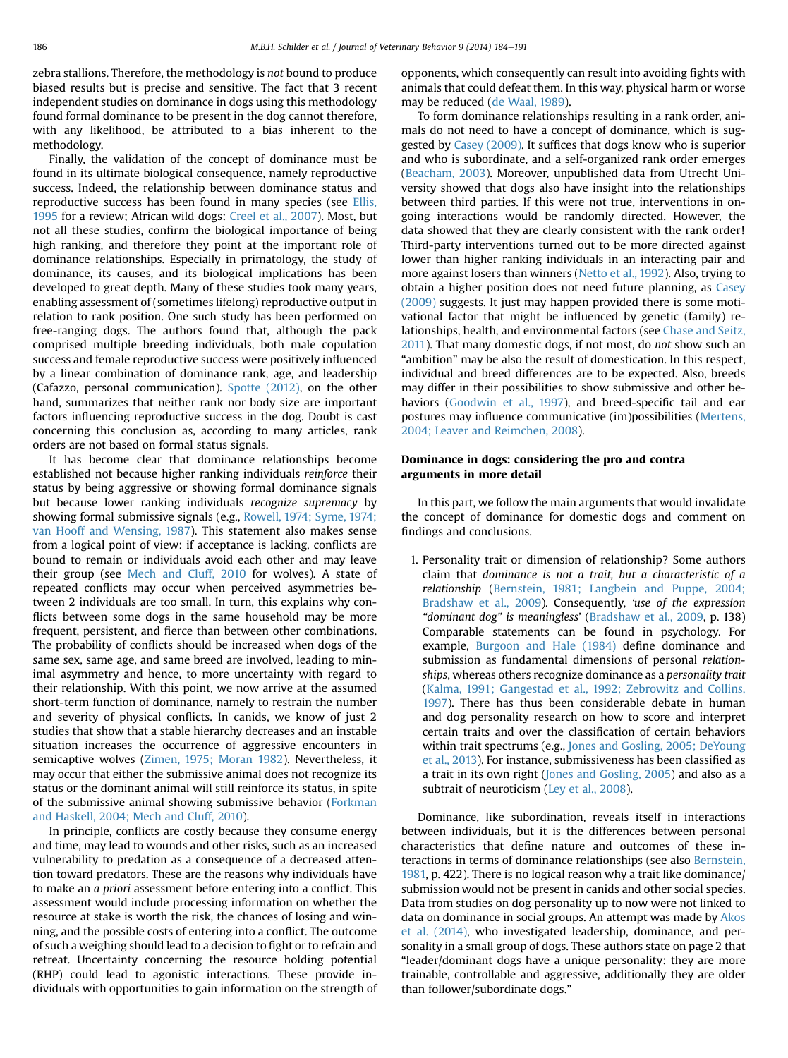zebra stallions. Therefore, the methodology is *not* bound to produce biased results but is precise and sensitive. The fact that 3 recent independent studies on dominance in dogs using this methodology found formal dominance to be present in the dog cannot therefore, with any likelihood, be attributed to a bias inherent to the methodology.

Finally, the validation of the concept of dominance must be found in its ultimate biological consequence, namely reproductive success. Indeed, the relationship between dominance status and reproductive success has been found in many species (see Ellis, 1995 for a review; African wild dogs: Creel et al., 2007). Most, but not all these studies, confirm the biological importance of being high ranking, and therefore they point at the important role of dominance relationships. Especially in primatology, the study of dominance, its causes, and its biological implications has been developed to great depth. Many of these studies took many years, enabling assessment of (sometimes lifelong) reproductive output in relation to rank position. One such study has been performed on free-ranging dogs. The authors found that, although the pack comprised multiple breeding individuals, both male copulation success and female reproductive success were positively influenced by a linear combination of dominance rank, age, and leadership (Cafazzo, personal communication). Spotte (2012), on the other hand, summarizes that neither rank nor body size are important factors influencing reproductive success in the dog. Doubt is cast concerning this conclusion as, according to many articles, rank orders are not based on formal status signals.

It has become clear that dominance relationships become established not because higher ranking individuals *reinforce* their status by being aggressive or showing formal dominance signals but because lower ranking individuals *recognize supremacy* by showing formal submissive signals (e.g., Rowell, 1974; Syme, 1974; van Hooff and Wensing, 1987). This statement also makes sense from a logical point of view: if acceptance is lacking, conflicts are bound to remain or individuals avoid each other and may leave their group (see Mech and Cluff, 2010 for wolves). A state of repeated conflicts may occur when perceived asymmetries between 2 individuals are too small. In turn, this explains why conflicts between some dogs in the same household may be more frequent, persistent, and fierce than between other combinations. The probability of conflicts should be increased when dogs of the same sex, same age, and same breed are involved, leading to minimal asymmetry and hence, to more uncertainty with regard to their relationship. With this point, we now arrive at the assumed short-term function of dominance, namely to restrain the number and severity of physical conflicts. In canids, we know of just 2 studies that show that a stable hierarchy decreases and an instable situation increases the occurrence of aggressive encounters in semicaptive wolves (Zimen, 1975; Moran 1982). Nevertheless, it may occur that either the submissive animal does not recognize its status or the dominant animal will still reinforce its status, in spite of the submissive animal showing submissive behavior (Forkman and Haskell, 2004; Mech and Cluff, 2010).

In principle, conflicts are costly because they consume energy and time, may lead to wounds and other risks, such as an increased vulnerability to predation as a consequence of a decreased attention toward predators. These are the reasons why individuals have to make an *a priori* assessment before entering into a conflict. This assessment would include processing information on whether the resource at stake is worth the risk, the chances of losing and winning, and the possible costs of entering into a conflict. The outcome of such a weighing should lead to a decision to fight or to refrain and retreat. Uncertainty concerning the resource holding potential (RHP) could lead to agonistic interactions. These provide individuals with opportunities to gain information on the strength of opponents, which consequently can result into avoiding fights with animals that could defeat them. In this way, physical harm or worse may be reduced (de Waal, 1989).

To form dominance relationships resulting in a rank order, animals do not need to have a concept of dominance, which is suggested by Casey (2009). It suffices that dogs know who is superior and who is subordinate, and a self-organized rank order emerges (Beacham, 2003). Moreover, unpublished data from Utrecht University showed that dogs also have insight into the relationships between third parties. If this were not true, interventions in ongoing interactions would be randomly directed. However, the data showed that they are clearly consistent with the rank order! Third-party interventions turned out to be more directed against lower than higher ranking individuals in an interacting pair and more against losers than winners (Netto et al., 1992). Also, trying to obtain a higher position does not need future planning, as Casey (2009) suggests. It just may happen provided there is some motivational factor that might be influenced by genetic (family) relationships, health, and environmental factors (see Chase and Seitz, 2011). That many domestic dogs, if not most, do *not* show such an "ambition" may be also the result of domestication. In this respect, individual and breed differences are to be expected. Also, breeds may differ in their possibilities to show submissive and other behaviors (Goodwin et al., 1997), and breed-specific tail and ear postures may influence communicative (im)possibilities (Mertens, 2004; Leaver and Reimchen, 2008).

## Dominance in dogs: considering the pro and contra arguments in more detail

In this part, we follow the main arguments that would invalidate the concept of dominance for domestic dogs and comment on findings and conclusions.

1. Personality trait or dimension of relationship? Some authors claim that *dominance is not a trait, but a characteristic of a relationship* (Bernstein, 1981; Langbein and Puppe, 2004; Bradshaw et al., 2009). Consequently, *'use of the expression "dominant dog" is meaningless'* (Bradshaw et al., 2009, p. 138) Comparable statements can be found in psychology. For example, Burgoon and Hale (1984) define dominance and submission as fundamental dimensions of personal *relationships*, whereas others recognize dominance as a *personality trait* (Kalma, 1991; Gangestad et al., 1992; Zebrowitz and Collins, 1997). There has thus been considerable debate in human and dog personality research on how to score and interpret certain traits and over the classification of certain behaviors within trait spectrums (e.g., Jones and Gosling, 2005; DeYoung et al., 2013). For instance, submissiveness has been classified as a trait in its own right (Jones and Gosling, 2005) and also as a subtrait of neuroticism (Ley et al., 2008).

Dominance, like subordination, reveals itself in interactions between individuals, but it is the differences between personal characteristics that define nature and outcomes of these interactions in terms of dominance relationships (see also Bernstein, 1981, p. 422). There is no logical reason why a trait like dominance/submission would not be present in canids and other social species. Data from studies on dog personality up to now were not linked to data on dominance in social groups. An attempt was made by Akos et al. (2014), who investigated leadership, dominance, and personality in a small group of dogs. These authors state on page 2 that "leader/dominant dogs have a unique personality: they are more trainable, controllable and aggressive, additionally they are older than follower/subordinate dogs."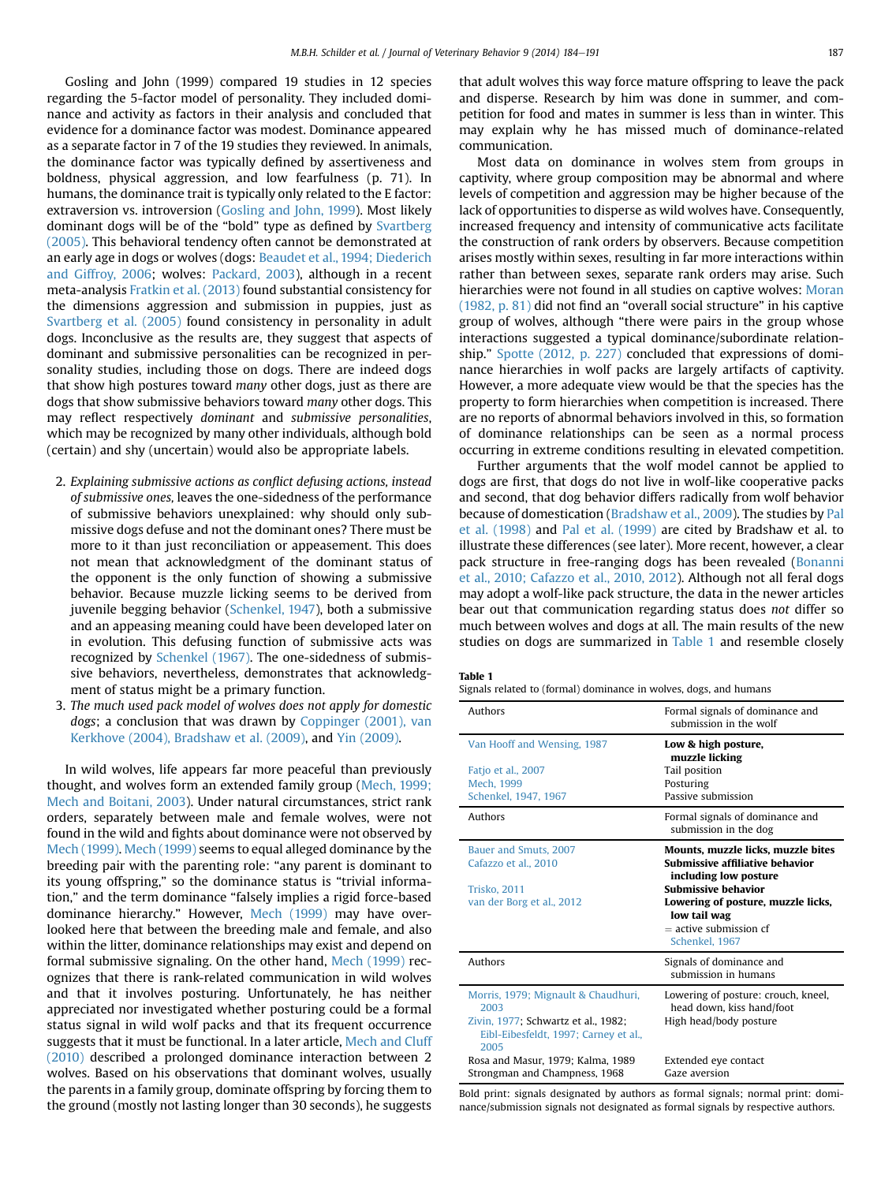Gosling and John (1999) compared 19 studies in 12 species regarding the 5-factor model of personality. They included dominance and activity as factors in their analysis and concluded that evidence for a dominance factor was modest. Dominance appeared as a separate factor in 7 of the 19 studies they reviewed. In animals, the dominance factor was typically defined by assertiveness and boldness, physical aggression, and low fearfulness (p. 71). In humans, the dominance trait is typically only related to the E factor: extraversion vs. introversion (Gosling and John, 1999). Most likely dominant dogs will be of the "bold" type as defined by Svartberg (2005). This behavioral tendency often cannot be demonstrated at an early age in dogs or wolves (dogs: Beaudet et al., 1994; Diederich and Giffroy, 2006; wolves: Packard, 2003), although in a recent meta-analysis Fratkin et al. (2013) found substantial consistency for the dimensions aggression and submission in puppies, just as Svartberg et al. (2005) found consistency in personality in adult dogs. Inconclusive as the results are, they suggest that aspects of dominant and submissive personalities can be recognized in personality studies, including those on dogs. There are indeed dogs that show high postures toward *many* other dogs, just as there are dogs that show submissive behaviors toward *many* other dogs. This may reflect respectively *dominant* and *submissive personalities*, which may be recognized by many other individuals, although bold (certain) and shy (uncertain) would also be appropriate labels.

2. *Explaining submissive actions as conflict defusing actions, instead of submissive ones,* leaves the one-sidedness of the performance of submissive behaviors unexplained: why should only submissive dogs defuse and not the dominant ones? There must be more to it than just reconciliation or appeasement. This does not mean that acknowledgment of the dominant status of the opponent is the only function of showing a submissive behavior. Because muzzle licking seems to be derived from juvenile begging behavior (Schenkel, 1947), both a submissive and an appeasing meaning could have been developed later on in evolution. This defusing function of submissive acts was recognized by Schenkel (1967). The one-sidedness of submissive behaviors, nevertheless, demonstrates that acknowledgment of status might be a primary function.
3. *The much used pack model of wolves does not apply for domestic dogs*; a conclusion that was drawn by Coppinger (2001), van Kerkhove (2004), Bradshaw et al. (2009), and Yin (2009).

In wild wolves, life appears far more peaceful than previously thought, and wolves form an extended family group (Mech, 1999; Mech and Boitani, 2003). Under natural circumstances, strict rank orders, separately between male and female wolves, were not found in the wild and fights about dominance were not observed by Mech (1999). Mech (1999) seems to equal alleged dominance by the breeding pair with the parenting role: "any parent is dominant to its young offspring," so the dominance status is "trivial information," and the term dominance "falsely implies a rigid force-based dominance hierarchy." However, Mech (1999) may have overlooked here that between the breeding male and female, and also within the litter, dominance relationships may exist and depend on formal submissive signaling. On the other hand, Mech (1999) recognizes that there is rank-related communication in wild wolves and that it involves posturing. Unfortunately, he has neither appreciated nor investigated whether posturing could be a formal status signal in wild wolf packs and that its frequent occurrence suggests that it must be functional. In a later article, Mech and Cluff (2010) described a prolonged dominance interaction between 2 wolves. Based on his observations that dominant wolves, usually the parents in a family group, dominate offspring by forcing them to the ground (mostly not lasting longer than 30 seconds), he suggests that adult wolves this way force mature offspring to leave the pack and disperse. Research by him was done in summer, and competition for food and mates in summer is less than in winter. This may explain why he has missed much of dominance-related communication.

Most data on dominance in wolves stem from groups in captivity, where group composition may be abnormal and where levels of competition and aggression may be higher because of the lack of opportunities to disperse as wild wolves have. Consequently, increased frequency and intensity of communicative acts facilitate the construction of rank orders by observers. Because competition arises mostly within sexes, resulting in far more interactions within rather than between sexes, separate rank orders may arise. Such hierarchies were not found in all studies on captive wolves: Moran (1982, p. 81) did not find an "overall social structure" in his captive group of wolves, although "there were pairs in the group whose interactions suggested a typical dominance/subordinate relationship." Spotte (2012, p. 227) concluded that expressions of dominance hierarchies in wolf packs are largely artifacts of captivity. However, a more adequate view would be that the species has the property to form hierarchies when competition is increased. There are no reports of abnormal behaviors involved in this, so formation of dominance relationships can be seen as a normal process occurring in extreme conditions resulting in elevated competition.

Further arguments that the wolf model cannot be applied to dogs are first, that dogs do not live in wolf-like cooperative packs and second, that dog behavior differs radically from wolf behavior because of domestication (Bradshaw et al., 2009). The studies by Pal et al. (1998) and Pal et al. (1999) are cited by Bradshaw et al. to illustrate these differences (see later). More recent, however, a clear pack structure in free-ranging dogs has been revealed (Bonanni et al., 2010; Cafazzo et al., 2010, 2012). Although not all feral dogs may adopt a wolf-like pack structure, the data in the newer articles bear out that communication regarding status does *not* differ so much between wolves and dogs at all. The main results of the new studies on dogs are summarized in Table 1 and resemble closely

**Table 1**
Signals related to (formal) dominance in wolves, dogs, and humans

| Authors | Formal signals of dominance and submission in the wolf |
|---|---|
| Van Hooff and Wensing, 1987 | **Low & high posture, muzzle licking** |
| Fatjo et al., 2007 | Tail position |
| Mech, 1999 | Posturing |
| Schenkel, 1947, 1967 | Passive submission |
| **Authors** | **Formal signals of dominance and submission in the dog** |
| Bauer and Smuts, 2007 | **Mounts, muzzle licks, muzzle bites** |
| Cafazzo et al., 2010 | **Submissive affiliative behavior including low posture** |
| Trisko, 2011 | **Submissive behavior** |
| van der Borg et al., 2012 | **Lowering of posture, muzzle licks, low tail wag** = active submission cf Schenkel, 1967 |
| **Authors** | **Signals of dominance and submission in humans** |
| Morris, 1979; Mignault & Chaudhuri, 2003 | Lowering of posture: crouch, kneel, head down, kiss hand/foot |
| Zivin, 1977; Schwartz et al., 1982; Eibl-Eibesfeldt, 1997; Carney et al., 2005 | High head/body posture |
| Rosa and Masur, 1979; Kalma, 1989 | Extended eye contact |
| Strongman and Champness, 1968 | Gaze aversion |

Bold print: signals designated by authors as formal signals; normal print: dominance/submission signals not designated as formal signals by respective authors.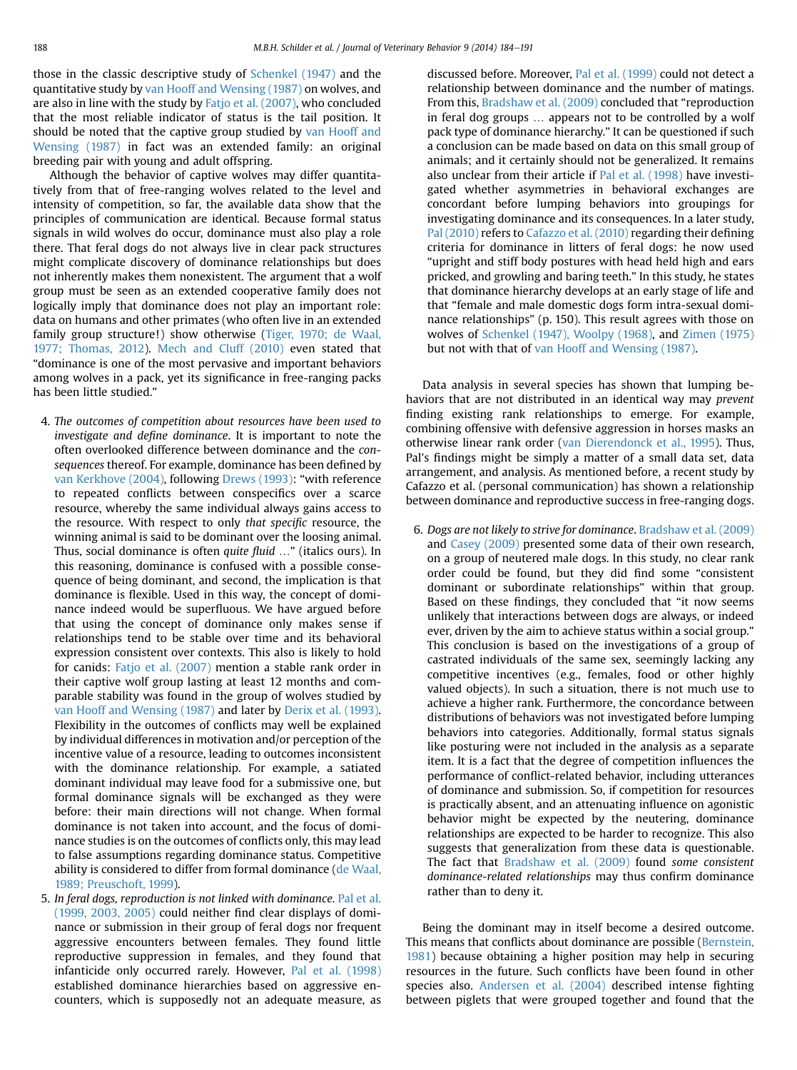those in the classic descriptive study of Schenkel (1947) and the quantitative study by van Hooff and Wensing (1987) on wolves, and are also in line with the study by Fatjo et al. (2007), who concluded that the most reliable indicator of status is the tail position. It should be noted that the captive group studied by van Hooff and Wensing (1987) in fact was an extended family: an original breeding pair with young and adult offspring.

Although the behavior of captive wolves may differ quantitatively from that of free-ranging wolves related to the level and intensity of competition, so far, the available data show that the principles of communication are identical. Because formal status signals in wild wolves do occur, dominance must also play a role there. That feral dogs do not always live in clear pack structures might complicate discovery of dominance relationships but does not inherently makes them nonexistent. The argument that a wolf group must be seen as an extended cooperative family does not logically imply that dominance does not play an important role: data on humans and other primates (who often live in an extended family group structure!) show otherwise (Tiger, 1970; de Waal, 1977; Thomas, 2012). Mech and Cluff (2010) even stated that "dominance is one of the most pervasive and important behaviors among wolves in a pack, yet its significance in free-ranging packs has been little studied."

4. *The outcomes of competition about resources have been used to investigate and define dominance*. It is important to note the often overlooked difference between dominance and the *consequences* thereof. For example, dominance has been defined by van Kerkhove (2004), following Drews (1993): "with reference to repeated conflicts between conspecifics over a scarce resource, whereby the same individual always gains access to the resource. With respect to only *that specific* resource, the winning animal is said to be dominant over the loosing animal. Thus, social dominance is often *quite fluid* …" (italics ours). In this reasoning, dominance is confused with a possible consequence of being dominant, and second, the implication is that dominance is flexible. Used in this way, the concept of dominance indeed would be superfluous. We have argued before that using the concept of dominance only makes sense if relationships tend to be stable over time and its behavioral expression consistent over contexts. This also is likely to hold for canids: Fatjo et al. (2007) mention a stable rank order in their captive wolf group lasting at least 12 months and comparable stability was found in the group of wolves studied by van Hooff and Wensing (1987) and later by Derix et al. (1993). Flexibility in the outcomes of conflicts may well be explained by individual differences in motivation and/or perception of the incentive value of a resource, leading to outcomes inconsistent with the dominance relationship. For example, a satiated dominant individual may leave food for a submissive one, but formal dominance signals will be exchanged as they were before: their main directions will not change. When formal dominance is not taken into account, and the focus of dominance studies is on the outcomes of conflicts only, this may lead to false assumptions regarding dominance status. Competitive ability is considered to differ from formal dominance (de Waal, 1989; Preuschoft, 1999).
5. *In feral dogs, reproduction is not linked with dominance*. Pal et al. (1999, 2003, 2005) could neither find clear displays of dominance or submission in their group of feral dogs nor frequent aggressive encounters between females. They found little reproductive suppression in females, and they found that infanticide only occurred rarely. However, Pal et al. (1998) established dominance hierarchies based on aggressive encounters, which is supposedly not an adequate measure, as discussed before. Moreover, Pal et al. (1999) could not detect a relationship between dominance and the number of matings. From this, Bradshaw et al. (2009) concluded that "reproduction in feral dog groups … appears not to be controlled by a wolf pack type of dominance hierarchy." It can be questioned if such a conclusion can be made based on data on this small group of animals; and it certainly should not be generalized. It remains also unclear from their article if Pal et al. (1998) have investigated whether asymmetries in behavioral exchanges are concordant before lumping behaviors into groupings for investigating dominance and its consequences. In a later study, Pal (2010) refers to Cafazzo et al. (2010) regarding their defining criteria for dominance in litters of feral dogs: he now used "upright and stiff body postures with head held high and ears pricked, and growling and baring teeth." In this study, he states that dominance hierarchy develops at an early stage of life and that "female and male domestic dogs form intra-sexual dominance relationships" (p. 150). This result agrees with those on wolves of Schenkel (1947), Woolpy (1968), and Zimen (1975) but not with that of van Hooff and Wensing (1987).

Data analysis in several species has shown that lumping behaviors that are not distributed in an identical way may *prevent* finding existing rank relationships to emerge. For example, combining offensive with defensive aggression in horses masks an otherwise linear rank order (van Dierendonck et al., 1995). Thus, Pal's findings might be simply a matter of a small data set, data arrangement, and analysis. As mentioned before, a recent study by Cafazzo et al. (personal communication) has shown a relationship between dominance and reproductive success in free-ranging dogs.

6. *Dogs are not likely to strive for dominance*. Bradshaw et al. (2009) and Casey (2009) presented some data of their own research, on a group of neutered male dogs. In this study, no clear rank order could be found, but they did find some "consistent dominant or subordinate relationships" within that group. Based on these findings, they concluded that "it now seems unlikely that interactions between dogs are always, or indeed ever, driven by the aim to achieve status within a social group." This conclusion is based on the investigations of a group of castrated individuals of the same sex, seemingly lacking any competitive incentives (e.g., females, food or other highly valued objects). In such a situation, there is not much use to achieve a higher rank. Furthermore, the concordance between distributions of behaviors was not investigated before lumping behaviors into categories. Additionally, formal status signals like posturing were not included in the analysis as a separate item. It is a fact that the degree of competition influences the performance of conflict-related behavior, including utterances of dominance and submission. So, if competition for resources is practically absent, and an attenuating influence on agonistic behavior might be expected by the neutering, dominance relationships are expected to be harder to recognize. This also suggests that generalization from these data is questionable. The fact that Bradshaw et al. (2009) found *some consistent dominance-related relationships* may thus confirm dominance rather than to deny it.

Being the dominant may in itself become a desired outcome. This means that conflicts about dominance are possible (Bernstein, 1981) because obtaining a higher position may help in securing resources in the future. Such conflicts have been found in other species also. Andersen et al. (2004) described intense fighting between piglets that were grouped together and found that the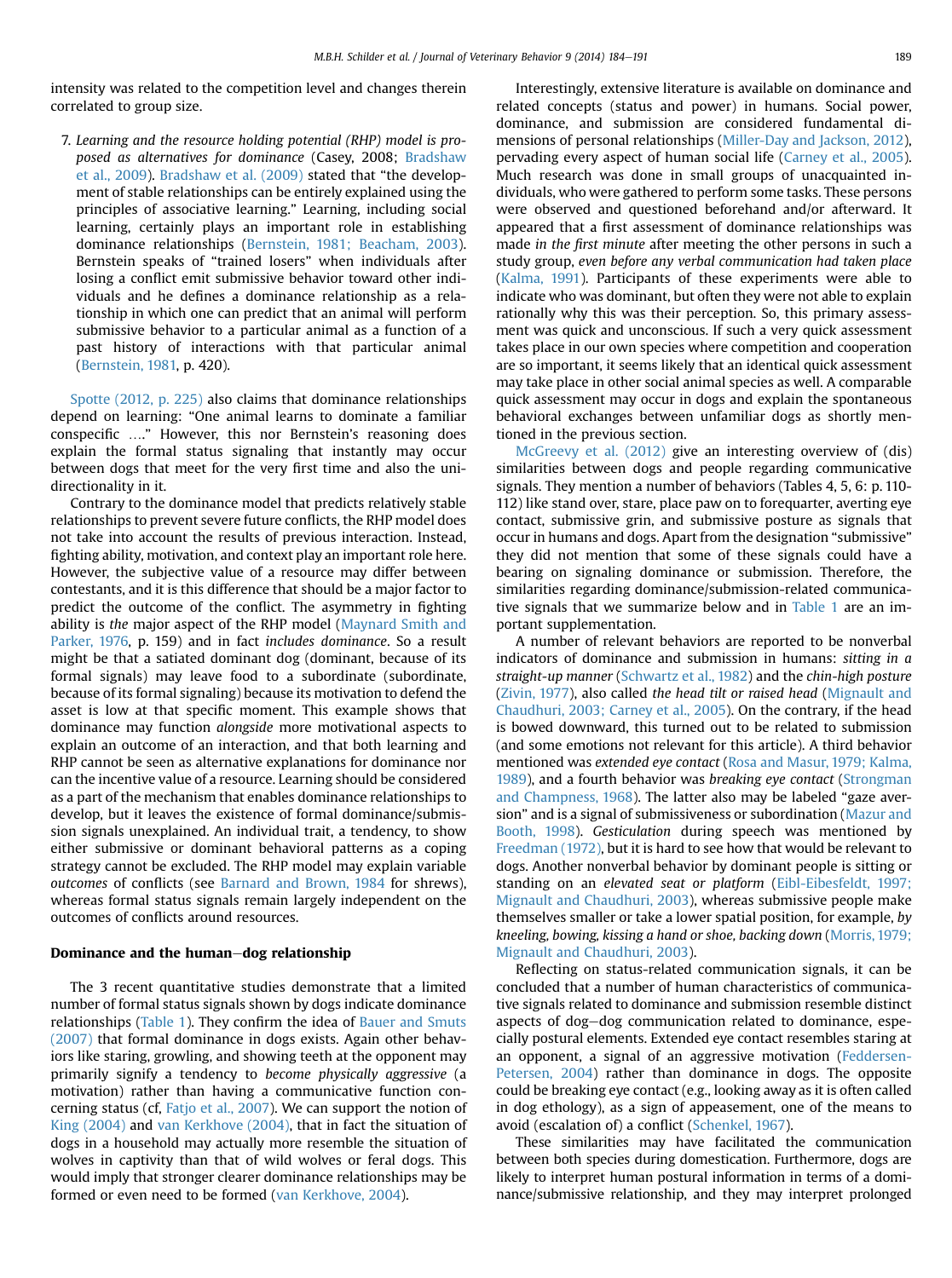intensity was related to the competition level and changes therein correlated to group size.

7. *Learning and the resource holding potential (RHP) model is proposed as alternatives for dominance* (Casey, 2008; Bradshaw et al., 2009). Bradshaw et al. (2009) stated that "the development of stable relationships can be entirely explained using the principles of associative learning." Learning, including social learning, certainly plays an important role in establishing dominance relationships (Bernstein, 1981; Beacham, 2003). Bernstein speaks of "trained losers" when individuals after losing a conflict emit submissive behavior toward other individuals and he defines a dominance relationship as a relationship in which one can predict that an animal will perform submissive behavior to a particular animal as a function of a past history of interactions with that particular animal (Bernstein, 1981, p. 420).

Spotte (2012, p. 225) also claims that dominance relationships depend on learning: "One animal learns to dominate a familiar conspecific ...." However, this nor Bernstein's reasoning does explain the formal status signaling that instantly may occur between dogs that meet for the very first time and also the unidirectionality in it.

Contrary to the dominance model that predicts relatively stable relationships to prevent severe future conflicts, the RHP model does not take into account the results of previous interaction. Instead, fighting ability, motivation, and context play an important role here. However, the subjective value of a resource may differ between contestants, and it is this difference that should be a major factor to predict the outcome of the conflict. The asymmetry in fighting ability is *the* major aspect of the RHP model (Maynard Smith and Parker, 1976, p. 159) and in fact *includes dominance*. So a result might be that a satiated dominant dog (dominant, because of its formal signals) may leave food to a subordinate (subordinate, because of its formal signaling) because its motivation to defend the asset is low at that specific moment. This example shows that dominance may function *alongside* more motivational aspects to explain an outcome of an interaction, and that both learning and RHP cannot be seen as alternative explanations for dominance nor can the incentive value of a resource. Learning should be considered as a part of the mechanism that enables dominance relationships to develop, but it leaves the existence of formal dominance/submission signals unexplained. An individual trait, a tendency, to show either submissive or dominant behavioral patterns as a coping strategy cannot be excluded. The RHP model may explain variable *outcomes* of conflicts (see Barnard and Brown, 1984 for shrews), whereas formal status signals remain largely independent on the outcomes of conflicts around resources.

## Dominance and the human–dog relationship

The 3 recent quantitative studies demonstrate that a limited number of formal status signals shown by dogs indicate dominance relationships (Table 1). They confirm the idea of Bauer and Smuts (2007) that formal dominance in dogs exists. Again other behaviors like staring, growling, and showing teeth at the opponent may primarily signify a tendency to *become physically aggressive* (a motivation) rather than having a communicative function concerning status (cf, Fatjo et al., 2007). We can support the notion of King (2004) and van Kerkhove (2004), that in fact the situation of dogs in a household may actually more resemble the situation of wolves in captivity than that of wild wolves or feral dogs. This would imply that stronger clearer dominance relationships may be formed or even need to be formed (van Kerkhove, 2004).

Interestingly, extensive literature is available on dominance and related concepts (status and power) in humans. Social power, dominance, and submission are considered fundamental dimensions of personal relationships (Miller-Day and Jackson, 2012), pervading every aspect of human social life (Carney et al., 2005). Much research was done in small groups of unacquainted individuals, who were gathered to perform some tasks. These persons were observed and questioned beforehand and/or afterward. It appeared that a first assessment of dominance relationships was made *in the first minute* after meeting the other persons in such a study group, *even before any verbal communication had taken place* (Kalma, 1991). Participants of these experiments were able to indicate who was dominant, but often they were not able to explain rationally why this was their perception. So, this primary assessment was quick and unconscious. If such a very quick assessment takes place in our own species where competition and cooperation are so important, it seems likely that an identical quick assessment may take place in other social animal species as well. A comparable quick assessment may occur in dogs and explain the spontaneous behavioral exchanges between unfamiliar dogs as shortly mentioned in the previous section.

McGreevy et al. (2012) give an interesting overview of (dis) similarities between dogs and people regarding communicative signals. They mention a number of behaviors (Tables 4, 5, 6: p. 110-112) like stand over, stare, place paw on to forequarter, averting eye contact, submissive grin, and submissive posture as signals that occur in humans and dogs. Apart from the designation "submissive" they did not mention that some of these signals could have a bearing on signaling dominance or submission. Therefore, the similarities regarding dominance/submission-related communicative signals that we summarize below and in Table 1 are an important supplementation.

A number of relevant behaviors are reported to be nonverbal indicators of dominance and submission in humans: *sitting in a straight-up manner* (Schwartz et al., 1982) and the *chin-high posture* (Zivin, 1977), also called *the head tilt or raised head* (Mignault and Chaudhuri, 2003; Carney et al., 2005). On the contrary, if the head is bowed downward, this turned out to be related to submission (and some emotions not relevant for this article). A third behavior mentioned was *extended eye contact* (Rosa and Masur, 1979; Kalma, 1989), and a fourth behavior was *breaking eye contact* (Strongman and Champness, 1968). The latter also may be labeled "gaze aversion" and is a signal of submissiveness or subordination (Mazur and Booth, 1998). *Gesticulation* during speech was mentioned by Freedman (1972), but it is hard to see how that would be relevant to dogs. Another nonverbal behavior by dominant people is sitting or standing on an *elevated seat or platform* (Eibl-Eibesfeldt, 1997; Mignault and Chaudhuri, 2003), whereas submissive people make themselves smaller or take a lower spatial position, for example, *by kneeling, bowing, kissing a hand or shoe, backing down* (Morris, 1979; Mignault and Chaudhuri, 2003).

Reflecting on status-related communication signals, it can be concluded that a number of human characteristics of communicative signals related to dominance and submission resemble distinct aspects of dog–dog communication related to dominance, especially postural elements. Extended eye contact resembles staring at an opponent, a signal of an aggressive motivation (Feddersen-Petersen, 2004) rather than dominance in dogs. The opposite could be breaking eye contact (e.g., looking away as it is often called in dog ethology), as a sign of appeasement, one of the means to avoid (escalation of) a conflict (Schenkel, 1967).

These similarities may have facilitated the communication between both species during domestication. Furthermore, dogs are likely to interpret human postural information in terms of a dominance/submissive relationship, and they may interpret prolonged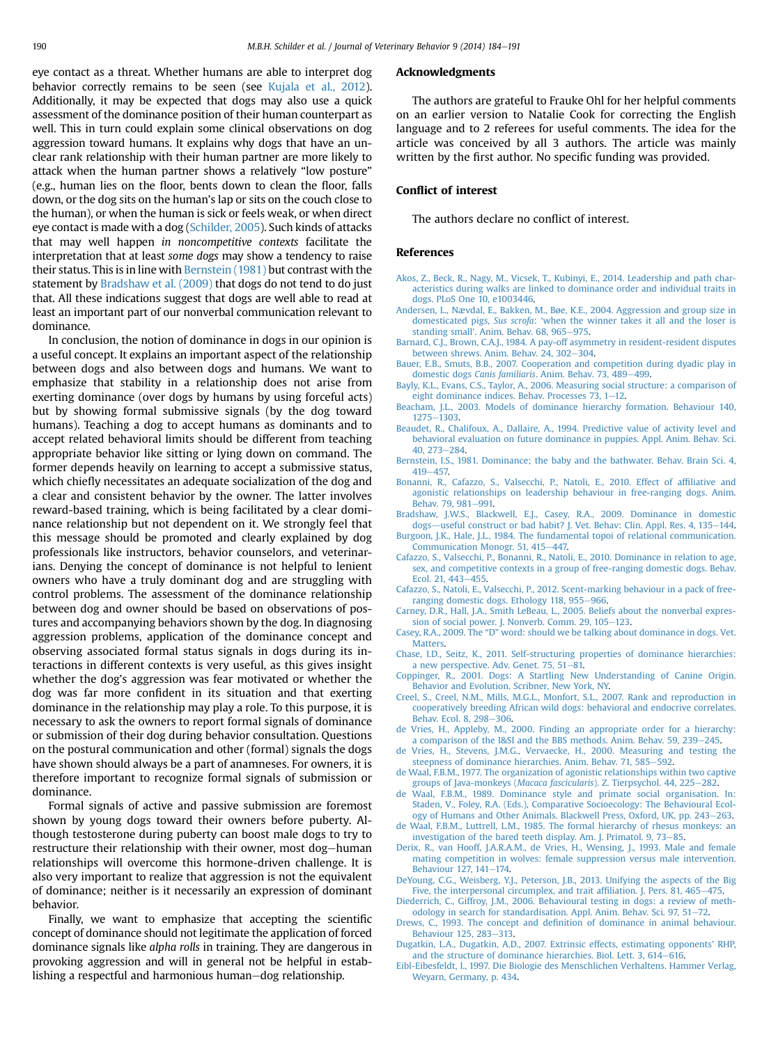eye contact as a threat. Whether humans are able to interpret dog behavior correctly remains to be seen (see Kujala et al., 2012). Additionally, it may be expected that dogs may also use a quick assessment of the dominance position of their human counterpart as well. This in turn could explain some clinical observations on dog aggression toward humans. It explains why dogs that have an unclear rank relationship with their human partner are more likely to attack when the human partner shows a relatively "low posture" (e.g., human lies on the floor, bents down to clean the floor, falls down, or the dog sits on the human's lap or sits on the couch close to the human), or when the human is sick or feels weak, or when direct eye contact is made with a dog (Schilder, 2005). Such kinds of attacks that may well happen *in noncompetitive contexts* facilitate the interpretation that at least *some dogs* may show a tendency to raise their status. This is in line with Bernstein (1981) but contrast with the statement by Bradshaw et al. (2009) that dogs do not tend to do just that. All these indications suggest that dogs are well able to read at least an important part of our nonverbal communication relevant to dominance.

In conclusion, the notion of dominance in dogs in our opinion is a useful concept. It explains an important aspect of the relationship between dogs and also between dogs and humans. We want to emphasize that stability in a relationship does not arise from exerting dominance (over dogs by humans by using forceful acts) but by showing formal submissive signals (by the dog toward humans). Teaching a dog to accept humans as dominants and to accept related behavioral limits should be different from teaching appropriate behavior like sitting or lying down on command. The former depends heavily on learning to accept a submissive status, which chiefly necessitates an adequate socialization of the dog and a clear and consistent behavior by the owner. The latter involves reward-based training, which is being facilitated by a clear dominance relationship but not dependent on it. We strongly feel that this message should be promoted and clearly explained by dog professionals like instructors, behavior counselors, and veterinarians. Denying the concept of dominance is not helpful to lenient owners who have a truly dominant dog and are struggling with control problems. The assessment of the dominance relationship between dog and owner should be based on observations of postures and accompanying behaviors shown by the dog. In diagnosing aggression problems, application of the dominance concept and observing associated formal status signals in dogs during its interactions in different contexts is very useful, as this gives insight whether the dog's aggression was fear motivated or whether the dog was far more confident in its situation and that exerting dominance in the relationship may play a role. To this purpose, it is necessary to ask the owners to report formal signals of dominance or submission of their dog during behavior consultation. Questions on the postural communication and other (formal) signals the dogs have shown should always be a part of anamneses. For owners, it is therefore important to recognize formal signals of submission or dominance.

Formal signals of active and passive submission are foremost shown by young dogs toward their owners before puberty. Although testosterone during puberty can boost male dogs to try to restructure their relationship with their owner, most dog–human relationships will overcome this hormone-driven challenge. It is also very important to realize that aggression is not the equivalent of dominance; neither is it necessarily an expression of dominant behavior.

Finally, we want to emphasize that accepting the scientific concept of dominance should not legitimate the application of forced dominance signals like *alpha rolls* in training. They are dangerous in provoking aggression and will in general not be helpful in establishing a respectful and harmonious human–dog relationship.

## Acknowledgments

The authors are grateful to Frauke Ohl for her helpful comments on an earlier version to Natalie Cook for correcting the English language and to 2 referees for useful comments. The idea for the article was conceived by all 3 authors. The article was mainly written by the first author. No specific funding was provided.

## Conflict of interest

The authors declare no conflict of interest.

## References

Akos, Z., Beck, R., Nagy, M., Vicsek, T., Kubinyi, E., 2014. Leadership and path characteristics during walks are linked to dominance order and individual traits in dogs. PLoS One 10, e1003446.

Andersen, L., Nævdal, E., Bakken, M., Bøe, K.E., 2004. Aggression and group size in domesticated pigs, *Sus scrofa*: 'when the winner takes it all and the loser is standing small'. Anim. Behav. 68, 965–975.

Barnard, C.J., Brown, C.A.J., 1984. A pay-off asymmetry in resident-resident disputes between shrews. Anim. Behav. 24, 302–304.

Bauer, E.B., Smuts, B.B., 2007. Cooperation and competition during dyadic play in domestic dogs *Canis familiaris*. Anim. Behav. 73, 489–499.

Bayly, K.L., Evans, C.S., Taylor, A., 2006. Measuring social structure: a comparison of eight dominance indices. Behav. Processes 73, 1–12.

Beacham, J.L., 2003. Models of dominance hierarchy formation. Behaviour 140, 1275–1303.

Beaudet, R., Chalifoux, A., Dallaire, A., 1994. Predictive value of activity level and behavioral evaluation on future dominance in puppies. Appl. Anim. Behav. Sci. 40, 273–284.

Bernstein, I.S., 1981. Dominance; the baby and the bathwater. Behav. Brain Sci. 4, 419–457.

Bonanni, R., Cafazzo, S., Valsecchi, P., Natoli, E., 2010. Effect of affiliative and agonistic relationships on leadership behaviour in free-ranging dogs. Anim. Behav. 79, 981–991.

Bradshaw, J.W.S., Blackwell, E.J., Casey, R.A., 2009. Dominance in domestic dogs—useful construct or bad habit? J. Vet. Behav: Clin. Appl. Res. 4, 135–144.

Burgoon, J.K., Hale, J.L., 1984. The fundamental topoi of relational communication. Communication Monogr. 51, 415–447.

Cafazzo, S., Valsecchi, P., Bonanni, R., Natoli, E., 2010. Dominance in relation to age, sex, and competitive contexts in a group of free-ranging domestic dogs. Behav. Ecol. 21, 443–455.

Cafazzo, S., Natoli, E., Valsecchi, P., 2012. Scent-marking behaviour in a pack of free-ranging domestic dogs. Ethology 118, 955–966.

Carney, D.R., Hall, J.A., Smith LeBeau, L., 2005. Beliefs about the nonverbal expression of social power. J. Nonverb. Comm. 29, 105–123.

Casey, R.A., 2009. The "D" word: should we be talking about dominance in dogs. Vet. Matters.

Chase, I.D., Seitz, K., 2011. Self-structuring properties of dominance hierarchies: a new perspective. Adv. Genet. 75, 51–81.

Coppinger, R., 2001. Dogs: A Startling New Understanding of Canine Origin. Behavior and Evolution. Scribner, New York, NY.

Creel, S., Creel, N.M., Mills, M.G.L., Monfort, S.L., 2007. Rank and reproduction in cooperatively breeding African wild dogs: behavioral and endocrine correlates. Behav. Ecol. 8, 298–306.

de Vries, H., Appleby, M., 2000. Finding an appropriate order for a hierarchy: a comparison of the I&SI and the BBS methods. Anim. Behav. 59, 239–245.

de Vries, H., Stevens, J.M.G., Vervaecke, H., 2000. Measuring and testing the steepness of dominance hierarchies. Anim. Behav. 71, 585–592.

de Waal, F.B.M., 1977. The organization of agonistic relationships within two captive groups of Java-monkeys (*Macaca fascicularis*). Z. Tierpsychol. 44, 225–282.

de Waal, F.B.M., 1989. Dominance style and primate social organisation. In: Staden, V., Foley, R.A. (Eds.), Comparative Socioecology: The Behavioural Ecology of Humans and Other Animals. Blackwell Press, Oxford, UK, pp. 243–263.

de Waal, F.B.M., Luttrell, L.M., 1985. The formal hierarchy of rhesus monkeys: an investigation of the bared teeth display. Am. J. Primatol. 9, 73–85.

Derix, R., van Hooff, J.A.R.A.M., de Vries, H., Wensing, J., 1993. Male and female mating competition in wolves: female suppression versus male intervention. Behaviour 127, 141–174.

DeYoung, C.G., Weisberg, Y.J., Peterson, J.B., 2013. Unifying the aspects of the Big Five, the interpersonal circumplex, and trait affiliation. J. Pers. 81, 465–475.

Diederrich, C., Giffroy, J.M., 2006. Behavioural testing in dogs: a review of methodology in search for standardisation. Appl. Anim. Behav. Sci. 97, 51–72.

Drews, C., 1993. The concept and definition of dominance in animal behaviour. Behaviour 125, 283–313.

Dugatkin, L.A., Dugatkin, A.D., 2007. Extrinsic effects, estimating opponents' RHP, and the structure of dominance hierarchies. Biol. Lett. 3, 614–616.

Eibl-Eibesfeldt, I., 1997. Die Biologie des Menschlichen Verhaltens. Hammer Verlag, Weyarn, Germany, p. 434.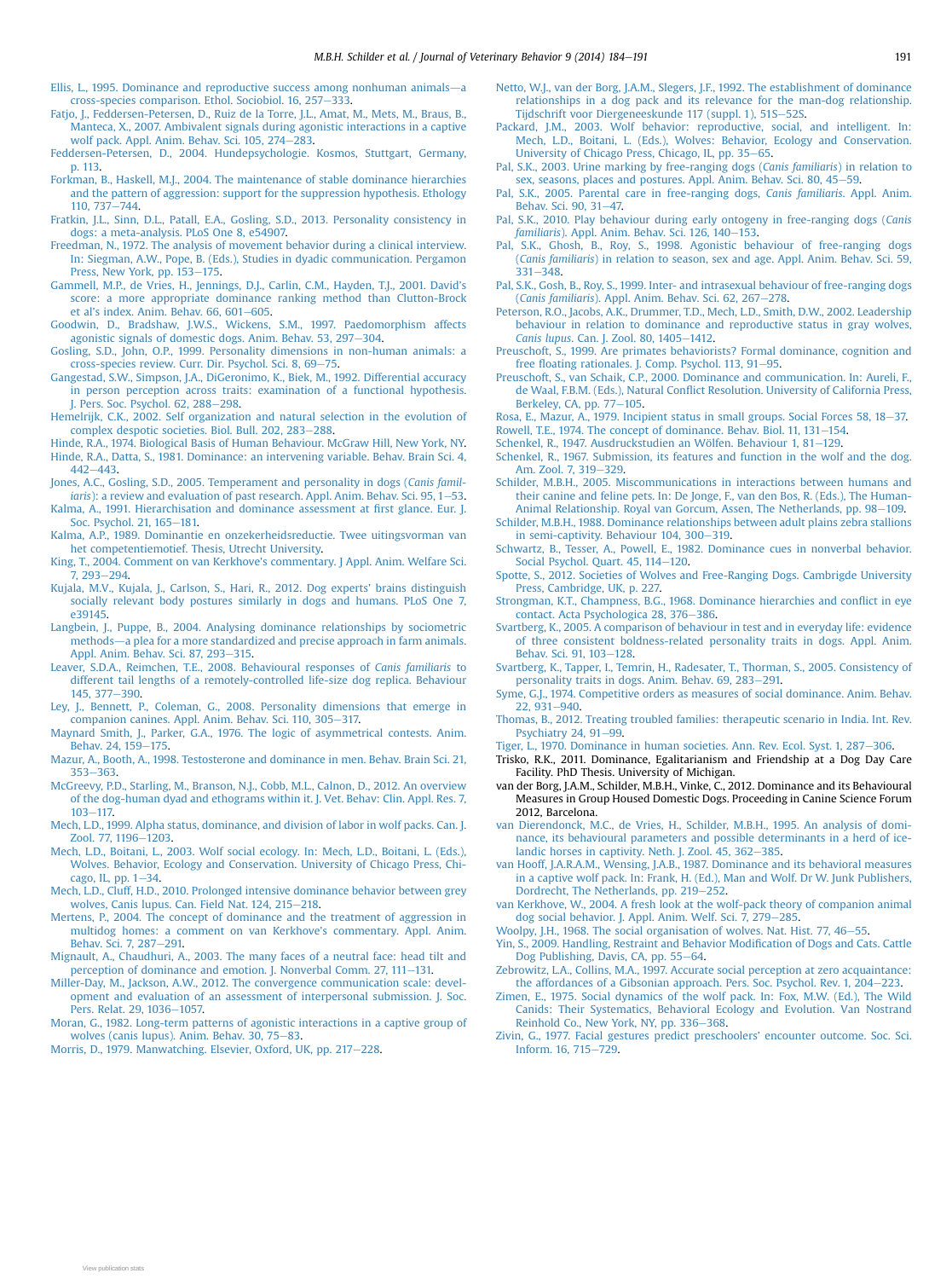Ellis, L., 1995. Dominance and reproductive success among nonhuman animals—a cross-species comparison. Ethol. Sociobiol. 16, 257–333.

Fatjo, J., Feddersen-Petersen, D., Ruiz de la Torre, J.L., Amat, M., Mets, M., Braus, B., Manteca, X., 2007. Ambivalent signals during agonistic interactions in a captive wolf pack. Appl. Anim. Behav. Sci. 105, 274–283.

Feddersen-Petersen, D., 2004. Hundepsychologie. Kosmos, Stuttgart, Germany, p. 113.

Forkman, B., Haskell, M.J., 2004. The maintenance of stable dominance hierarchies and the pattern of aggression: support for the suppression hypothesis. Ethology 110, 737–744.

Fratkin, J.L., Sinn, D.L., Patall, E.A., Gosling, S.D., 2013. Personality consistency in dogs: a meta-analysis. PLoS One 8, e54907.

Freedman, N., 1972. The analysis of movement behavior during a clinical interview. In: Siegman, A.W., Pope, B. (Eds.), Studies in dyadic communication. Pergamon Press, New York, pp. 153–175.

Gammell, M.P., de Vries, H., Jennings, D.J., Carlin, C.M., Hayden, T.J., 2001. David's score: a more appropriate dominance ranking method than Clutton-Brock et al's index. Anim. Behav. 66, 601–605.

Goodwin, D., Bradshaw, J.W.S., Wickens, S.M., 1997. Paedomorphism affects agonistic signals of domestic dogs. Anim. Behav. 53, 297–304.

Gosling, S.D., John, O.P., 1999. Personality dimensions in non-human animals: a cross-species review. Curr. Dir. Psychol. Sci. 8, 69–75.

Gangestad, S.W., Simpson, J.A., DiGeronimo, K., Biek, M., 1992. Differential accuracy in person perception across traits: examination of a functional hypothesis. J. Pers. Soc. Psychol. 62, 288–298.

Hemelrijk, C.K., 2002. Self organization and natural selection in the evolution of complex despotic societies. Biol. Bull. 202, 283–288.

Hinde, R.A., 1974. Biological Basis of Human Behaviour. McGraw Hill, New York, NY.

Hinde, R.A., Datta, S., 1981. Dominance: an intervening variable. Behav. Brain Sci. 4, 442–443.

Jones, A.C., Gosling, S.D., 2005. Temperament and personality in dogs (*Canis familiaris*): a review and evaluation of past research. Appl. Anim. Behav. Sci. 95, 1–53.

Kalma, A., 1991. Hierarchisation and dominance assessment at first glance. Eur. J. Soc. Psychol. 21, 165–181.

Kalma, A.P., 1989. Dominantie en onzekerheidsreductie. Twee uitingsvorman van het competentiemotief. Thesis, Utrecht University.

King, T., 2004. Comment on van Kerkhove's commentary. J Appl. Anim. Welfare Sci. 7, 293–294.

Kujala, M.V., Kujala, J., Carlson, S., Hari, R., 2012. Dog experts' brains distinguish socially relevant body postures similarly in dogs and humans. PLoS One 7, e39145.

Langbein, J., Puppe, B., 2004. Analysing dominance relationships by sociometric methods—a plea for a more standardized and precise approach in farm animals. Appl. Anim. Behav. Sci. 87, 293–315.

Leaver, S.D.A., Reimchen, T.E., 2008. Behavioural responses of *Canis familiaris* to different tail lengths of a remotely-controlled life-size dog replica. Behaviour 145, 377–390.

Ley, J., Bennett, P., Coleman, G., 2008. Personality dimensions that emerge in companion canines. Appl. Anim. Behav. Sci. 110, 305–317.

Maynard Smith, J., Parker, G.A., 1976. The logic of asymmetrical contests. Anim. Behav. 24, 159–175.

Mazur, A., Booth, A., 1998. Testosterone and dominance in men. Behav. Brain Sci. 21, 353–363.

McGreevy, P.D., Starling, M., Branson, N.J., Cobb, M.L., Calnon, D., 2012. An overview of the dog-human dyad and ethograms within it. J. Vet. Behav: Clin. Appl. Res. 7, 103–117.

Mech, L.D., 1999. Alpha status, dominance, and division of labor in wolf packs. Can. J. Zool. 77, 1196–1203.

Mech, L.D., Boitani, L., 2003. Wolf social ecology. In: Mech, L.D., Boitani, L. (Eds.), Wolves. Behavior, Ecology and Conservation. University of Chicago Press, Chicago, IL, pp. 1–34.

Mech, L.D., Cluff, H.D., 2010. Prolonged intensive dominance behavior between grey wolves, Canis lupus. Can. Field Nat. 124, 215–218.

Mertens, P., 2004. The concept of dominance and the treatment of aggression in multidog homes: a comment on van Kerkhove's commentary. Appl. Anim. Behav. Sci. 7, 287–291.

Mignault, A., Chaudhuri, A., 2003. The many faces of a neutral face: head tilt and perception of dominance and emotion. J. Nonverbal Comm. 27, 111–131.

Miller-Day, M., Jackson, A.W., 2012. The convergence communication scale: development and evaluation of an assessment of interpersonal submission. J. Soc. Pers. Relat. 29, 1036–1057.

Moran, G., 1982. Long-term patterns of agonistic interactions in a captive group of wolves (canis lupus). Anim. Behav. 30, 75–83.

Morris, D., 1979. Manwatching. Elsevier, Oxford, UK, pp. 217–228.

Netto, W.J., van der Borg, J.A.M., Slegers, J.F., 1992. The establishment of dominance relationships in a dog pack and its relevance for the man-dog relationship. Tijdschrift voor Diergeneeskunde 117 (suppl. 1), 51S–52S.

Packard, J.M., 2003. Wolf behavior: reproductive, social, and intelligent. In: Mech, L.D., Boitani, L. (Eds.), Wolves: Behavior, Ecology and Conservation. University of Chicago Press, Chicago, IL, pp. 35–65.

Pal, S.K., 2003. Urine marking by free-ranging dogs (*Canis familiaris*) in relation to sex, seasons, places and postures. Appl. Anim. Behav. Sci. 80, 45–59.

Pal, S.K., 2005. Parental care in free-ranging dogs, *Canis familiaris*. Appl. Anim. Behav. Sci. 90, 31–47.

Pal, S.K., 2010. Play behaviour during early ontogeny in free-ranging dogs (*Canis familiaris*). Appl. Anim. Behav. Sci. 126, 140–153.

Pal, S.K., Ghosh, B., Roy, S., 1998. Agonistic behaviour of free-ranging dogs (*Canis familiaris*) in relation to season, sex and age. Appl. Anim. Behav. Sci. 59, 331–348.

Pal, S.K., Gosh, B., Roy, S., 1999. Inter- and intrasexual behaviour of free-ranging dogs (*Canis familiaris*). Appl. Anim. Behav. Sci. 62, 267–278.

Peterson, R.O., Jacobs, A.K., Drummer, T.D., Mech, L.D., Smith, D.W., 2002. Leadership behaviour in relation to dominance and reproductive status in gray wolves, *Canis lupus*. Can. J. Zool. 80, 1405–1412.

Preuschoft, S., 1999. Are primates behaviorists? Formal dominance, cognition and free floating rationales. J. Comp. Psychol. 113, 91–95.

Preuschoft, S., van Schaik, C.P., 2000. Dominance and communication. In: Aureli, F., de Waal, F.B.M. (Eds.), Natural Conflict Resolution. University of California Press, Berkeley, CA, pp. 77–105.

Rosa, E., Mazur, A., 1979. Incipient status in small groups. Social Forces 58, 18–37.

Rowell, T.E., 1974. The concept of dominance. Behav. Biol. 11, 131–154.

Schenkel, R., 1947. Ausdrucksstudien an Wölfen. Behaviour 1, 81–129.

Schenkel, R., 1967. Submission, its features and function in the wolf and the dog. Am. Zool. 7, 319–329.

Schilder, M.B.H., 2005. Miscommunications in interactions between humans and their canine and feline pets. In: De Jonge, F., van den Bos, R. (Eds.), The Human-Animal Relationship. Royal van Gorcum, Assen, The Netherlands, pp. 98–109.

Schilder, M.B.H., 1988. Dominance relationships between adult plains zebra stallions in semi-captivity. Behaviour 104, 300–319.

Schwartz, B., Tesser, A., Powell, E., 1982. Dominance cues in nonverbal behavior. Social Psychol. Quart. 45, 114–120.

Spotte, S., 2012. Societies of Wolves and Free-Ranging Dogs. Cambrigde University Press, Cambridge, UK, p. 227.

Strongman, K.T., Champness, B.G., 1968. Dominance hierarchies and conflict in eye contact. Acta Psychologica 28, 376–386.

Svartberg, K., 2005. A comparison of behaviour in test and in everyday life: evidence of three consistent boldness-related personality traits in dogs. Appl. Anim. Behav. Sci. 91, 103–128.

Svartberg, K., Tapper, I., Temrin, H., Radesater, T., Thorman, S., 2005. Consistency of personality traits in dogs. Anim. Behav. 69, 283–291.

Syme, G.J., 1974. Competitive orders as measures of social dominance. Anim. Behav. 22, 931–940.

Thomas, B., 2012. Treating troubled families: therapeutic scenario in India. Int. Rev. Psychiatry 24, 91–99.

Tiger, L., 1970. Dominance in human societies. Ann. Rev. Ecol. Syst. 1, 287–306.

Trisko, R.K., 2011. Dominance, Egalitarianism and Friendship at a Dog Day Care Facility. PhD Thesis. University of Michigan.

van der Borg, J.A.M., Schilder, M.B.H., Vinke, C., 2012. Dominance and its Behavioural Measures in Group Housed Domestic Dogs. Proceeding in Canine Science Forum 2012, Barcelona.

van Dierendonck, M.C., de Vries, H., Schilder, M.B.H., 1995. An analysis of dominance, its behavioural parameters and possible determinants in a herd of icelandic horses in captivity. Neth. J. Zool. 45, 362–385.

van Hooff, J.A.R.A.M., Wensing, J.A.B., 1987. Dominance and its behavioral measures in a captive wolf pack. In: Frank, H. (Ed.), Man and Wolf. Dr W. Junk Publishers, Dordrecht, The Netherlands, pp. 219–252.

van Kerkhove, W., 2004. A fresh look at the wolf-pack theory of companion animal dog social behavior. J. Appl. Anim. Welf. Sci. 7, 279–285.

Woolpy, J.H., 1968. The social organisation of wolves. Nat. Hist. 77, 46–55.

Yin, S., 2009. Handling, Restraint and Behavior Modification of Dogs and Cats. Cattle Dog Publishing, Davis, CA, pp. 55–64.

Zebrowitz, L.A., Collins, M.A., 1997. Accurate social perception at zero acquaintance: the affordances of a Gibsonian approach. Pers. Soc. Psychol. Rev. 1, 204–223.

Zimen, E., 1975. Social dynamics of the wolf pack. In: Fox, M.W. (Ed.), The Wild Canids: Their Systematics, Behavioral Ecology and Evolution. Van Nostrand Reinhold Co., New York, NY, pp. 336–368.

Zivin, G., 1977. Facial gestures predict preschoolers' encounter outcome. Soc. Sci. Inform. 16, 715–729.